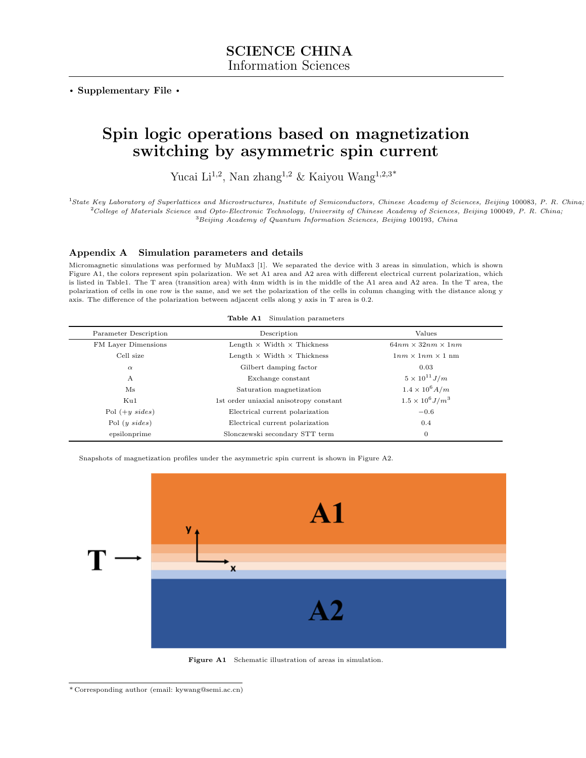SCIENCE CHINA
Information Sciences

• **Supplementary File** •

# Spin logic operations based on magnetization switching by asymmetric spin current

Yucai Li[1,2], Nan zhang[1,2] & Kaiyou Wang[1,2,3*]

[1]*State Key Laboratory of Superlattices and Microstructures, Institute of Semiconductors, Chinese Academy of Sciences, Beijing* 100083*, P. R. China;*
[2]*College of Materials Science and Opto-Electronic Technology, University of Chinese Academy of Sciences, Beijing* 100049*, P. R. China;*
[3]*Beijing Academy of Quantum Information Sciences, Beijing* 100193*, China*

## Appendix A Simulation parameters and details

Micromagnetic simulations was performed by MuMax3 [1]. We separated the device with 3 areas in simulation, which is shown Figure A1, the colors represent spin polarization. We set A1 area and A2 area with different electrical current polarization, which is listed in Table1. The T area (transition area) with 4nm width is in the middle of the A1 area and A2 area. In the T area, the polarization of cells in one row is the same, and we set the polarization of the cells in column changing with the distance along y axis. The difference of the polarization between adjacent cells along y axis in T area is 0.2.

**Table A1** Simulation parameters

| Parameter Description | Description | Values |
|---|---|---|
| FM Layer Dimensions | Length × Width × Thickness | $64nm \times 32nm \times 1nm$ |
| Cell size | Length × Width × Thickness | $1nm \times 1nm \times 1$ nm |
| $\alpha$ | Gilbert damping factor | 0.03 |
| A | Exchange constant | $5 \times 10^{11} J/m$ |
| Ms | Saturation magnetization | $1.4 \times 10^{6} A/m$ |
| Ku1 | 1st order uniaxial anisotropy constant | $1.5 \times 10^{6} J/m^{3}$ |
| Pol (+*y sides*) | Electrical current polarization | −0.6 |
| Pol (*y sides*) | Electrical current polarization | 0.4 |
| epsilonprime | Slonczewski secondary STT term | 0 |

Snapshots of magnetization profiles under the asymmetric spin current is shown in Figure A2.

**Figure A1** Schematic illustration of areas in simulation.

\* Corresponding author (email: kywang@semi.ac.cn)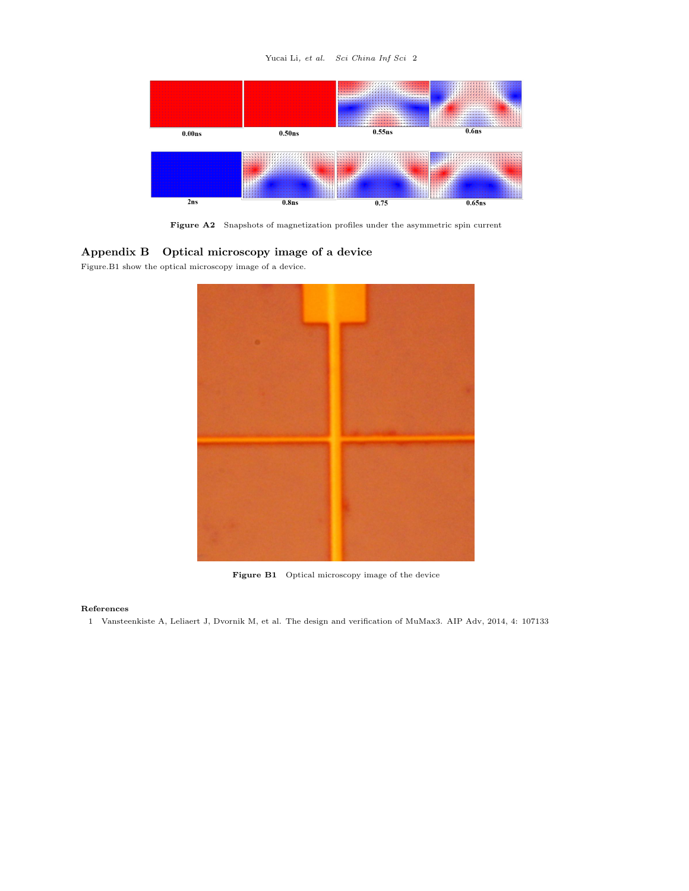0.00ns

0.50ns

0.55ns

0.6ns

2ns

0.8ns

0.75

0.65ns

**Figure A2** Snapshots of magnetization profiles under the asymmetric spin current

## Appendix B Optical microscopy image of a device

Figure.B1 show the optical microscopy image of a device.

**Figure B1** Optical microscopy image of the device

**References**

1 Vansteenkiste A, Leliaert J, Dvornik M, et al. The design and verification of MuMax3. AIP Adv, 2014, 4: 107133